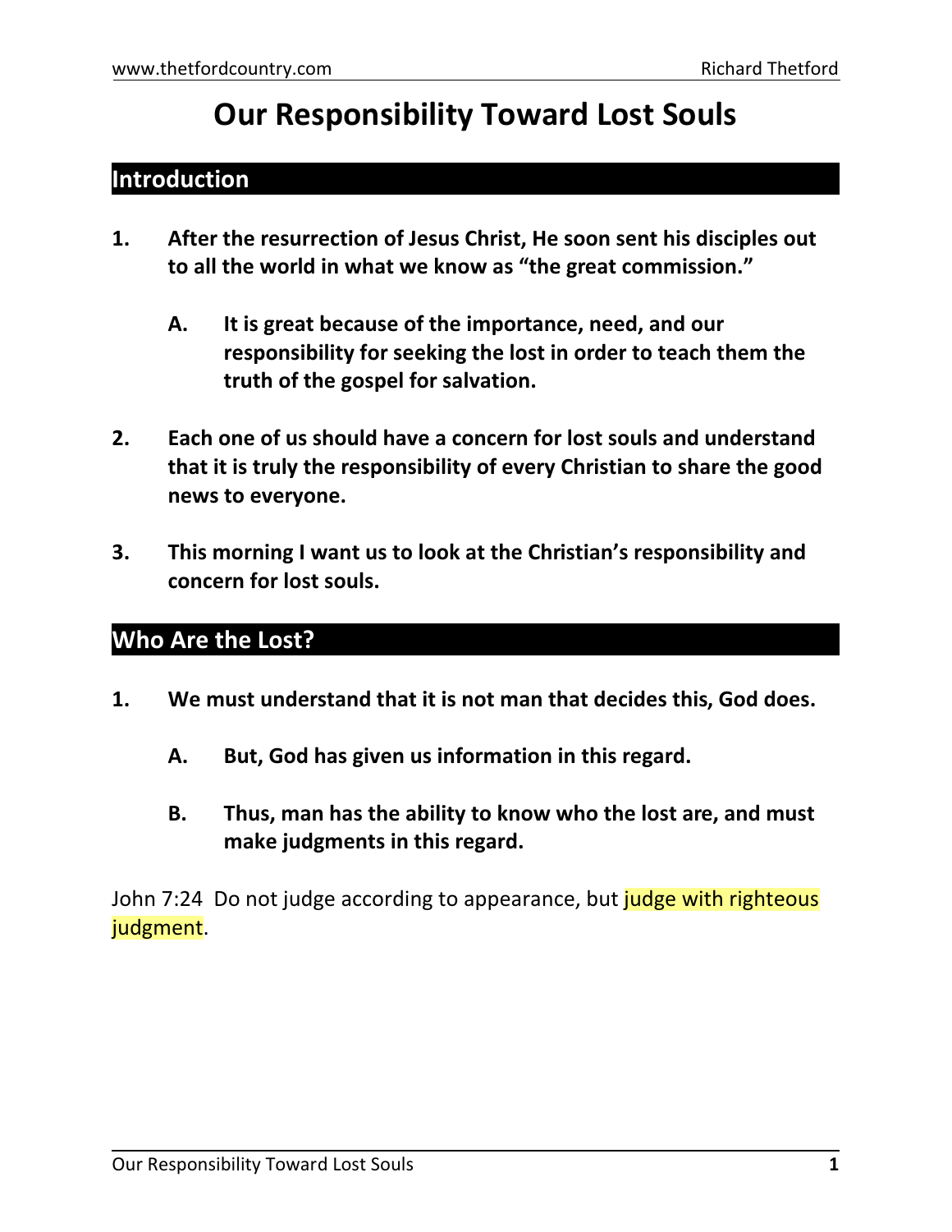# Our Responsibility Toward Lost Souls

## Introduction

1. **After the resurrection of Jesus Christ, He soon sent his disciples out to all the world in what we know as "the great commission."**

   A. **It is great because of the importance, need, and our responsibility for seeking the lost in order to teach them the truth of the gospel for salvation.**

2. **Each one of us should have a concern for lost souls and understand that it is truly the responsibility of every Christian to share the good news to everyone.**

3. **This morning I want us to look at the Christian's responsibility and concern for lost souls.**

## Who Are the Lost?

1. **We must understand that it is not man that decides this, God does.**

   A. **But, God has given us information in this regard.**

   B. **Thus, man has the ability to know who the lost are, and must make judgments in this regard.**

John 7:24 Do not judge according to appearance, but judge with righteous judgment.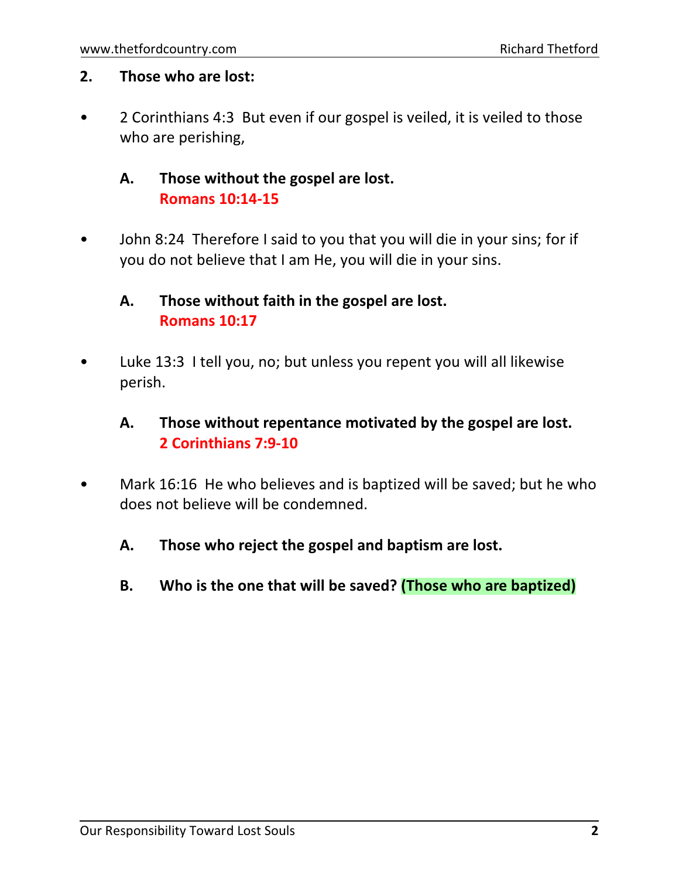**2. Those who are lost:**

- 2 Corinthians 4:3 But even if our gospel is veiled, it is veiled to those who are perishing,

  **A. Those without the gospel are lost.**
  **Romans 10:14-15**

- John 8:24 Therefore I said to you that you will die in your sins; for if you do not believe that I am He, you will die in your sins.

  **A. Those without faith in the gospel are lost.**
  **Romans 10:17**

- Luke 13:3 I tell you, no; but unless you repent you will all likewise perish.

  **A. Those without repentance motivated by the gospel are lost.**
  **2 Corinthians 7:9-10**

- Mark 16:16 He who believes and is baptized will be saved; but he who does not believe will be condemned.

  **A. Those who reject the gospel and baptism are lost.**

  **B. Who is the one that will be saved? (Those who are baptized)**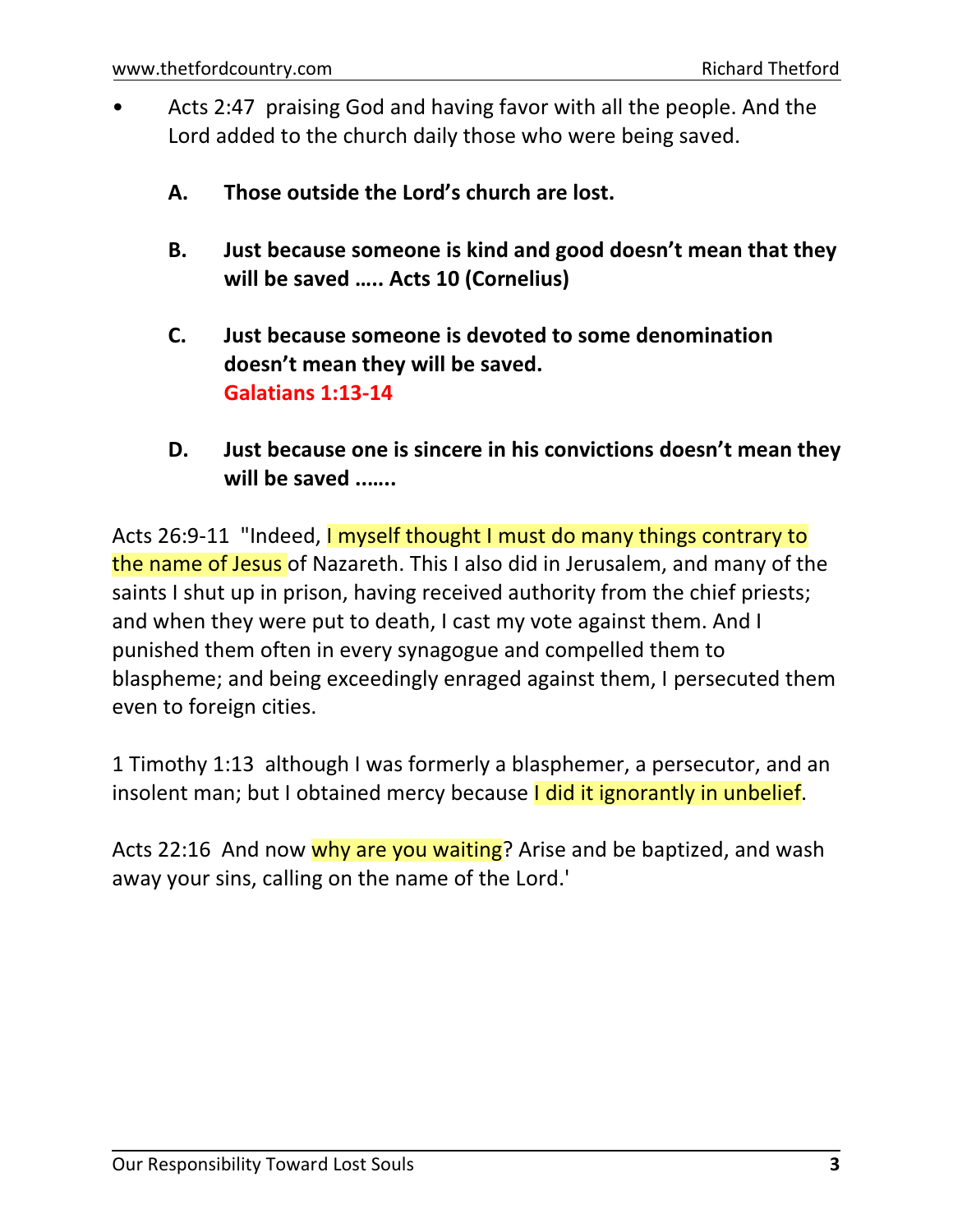- Acts 2:47 praising God and having favor with all the people. And the Lord added to the church daily those who were being saved.

  **A. Those outside the Lord's church are lost.**

  **B. Just because someone is kind and good doesn't mean that they will be saved ….. Acts 10 (Cornelius)**

  **C. Just because someone is devoted to some denomination doesn't mean they will be saved.**
  **Galatians 1:13-14**

  **D. Just because one is sincere in his convictions doesn't mean they will be saved …….**

Acts 26:9-11 "Indeed, I myself thought I must do many things contrary to the name of Jesus of Nazareth. This I also did in Jerusalem, and many of the saints I shut up in prison, having received authority from the chief priests; and when they were put to death, I cast my vote against them. And I punished them often in every synagogue and compelled them to blaspheme; and being exceedingly enraged against them, I persecuted them even to foreign cities.

1 Timothy 1:13 although I was formerly a blasphemer, a persecutor, and an insolent man; but I obtained mercy because I did it ignorantly in unbelief.

Acts 22:16 And now why are you waiting? Arise and be baptized, and wash away your sins, calling on the name of the Lord.'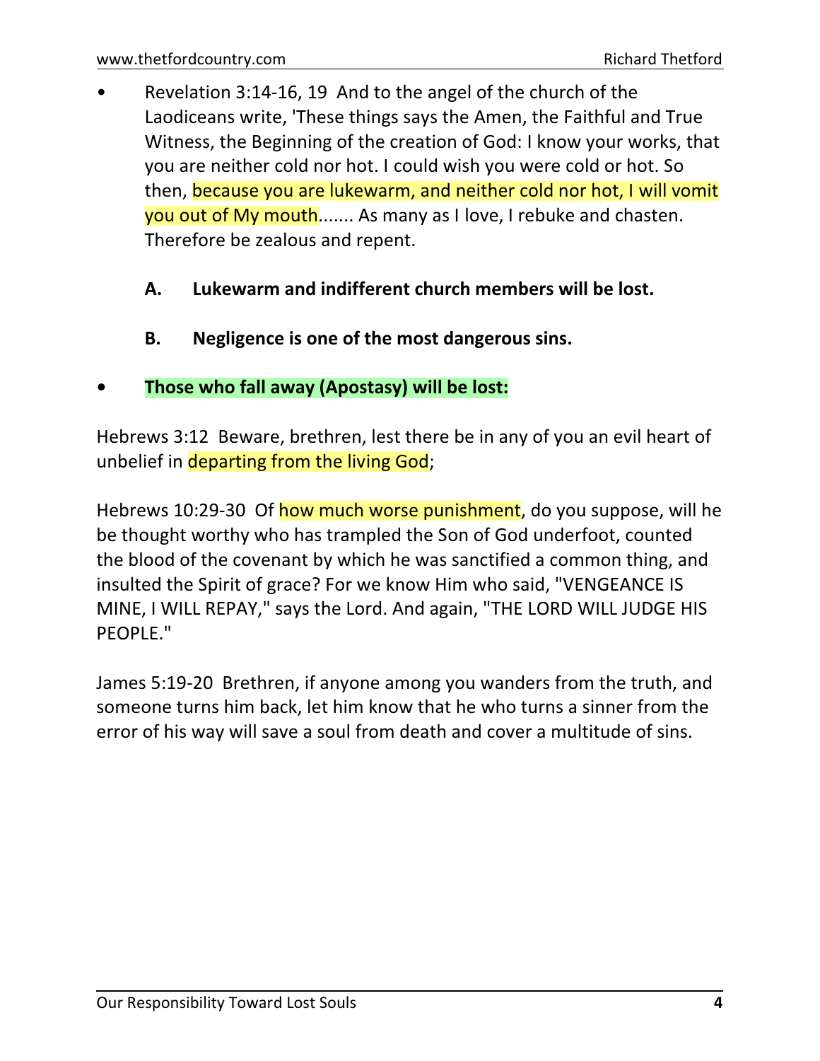- Revelation 3:14-16, 19 And to the angel of the church of the Laodiceans write, 'These things says the Amen, the Faithful and True Witness, the Beginning of the creation of God: I know your works, that you are neither cold nor hot. I could wish you were cold or hot. So then, because you are lukewarm, and neither cold nor hot, I will vomit you out of My mouth....... As many as I love, I rebuke and chasten. Therefore be zealous and repent.

    **A. Lukewarm and indifferent church members will be lost.**

    **B. Negligence is one of the most dangerous sins.**

- **Those who fall away (Apostasy) will be lost:**

Hebrews 3:12 Beware, brethren, lest there be in any of you an evil heart of unbelief in departing from the living God;

Hebrews 10:29-30 Of how much worse punishment, do you suppose, will he be thought worthy who has trampled the Son of God underfoot, counted the blood of the covenant by which he was sanctified a common thing, and insulted the Spirit of grace? For we know Him who said, "VENGEANCE IS MINE, I WILL REPAY," says the Lord. And again, "THE LORD WILL JUDGE HIS PEOPLE."

James 5:19-20 Brethren, if anyone among you wanders from the truth, and someone turns him back, let him know that he who turns a sinner from the error of his way will save a soul from death and cover a multitude of sins.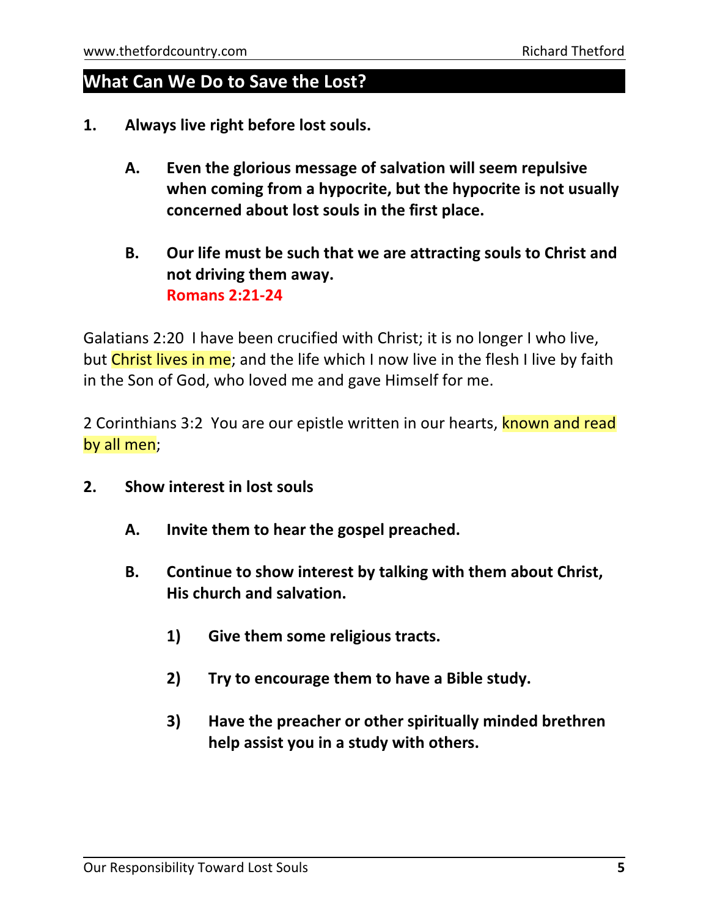## What Can We Do to Save the Lost?

1. **Always live right before lost souls.**

   A. **Even the glorious message of salvation will seem repulsive when coming from a hypocrite, but the hypocrite is not usually concerned about lost souls in the first place.**

   B. **Our life must be such that we are attracting souls to Christ and not driving them away.**
   **Romans 2:21-24**

Galatians 2:20  I have been crucified with Christ; it is no longer I who live, but Christ lives in me; and the life which I now live in the flesh I live by faith in the Son of God, who loved me and gave Himself for me.

2 Corinthians 3:2  You are our epistle written in our hearts, known and read by all men;

2. **Show interest in lost souls**

   A. **Invite them to hear the gospel preached.**

   B. **Continue to show interest by talking with them about Christ, His church and salvation.**

      1) **Give them some religious tracts.**

      2) **Try to encourage them to have a Bible study.**

      3) **Have the preacher or other spiritually minded brethren help assist you in a study with others.**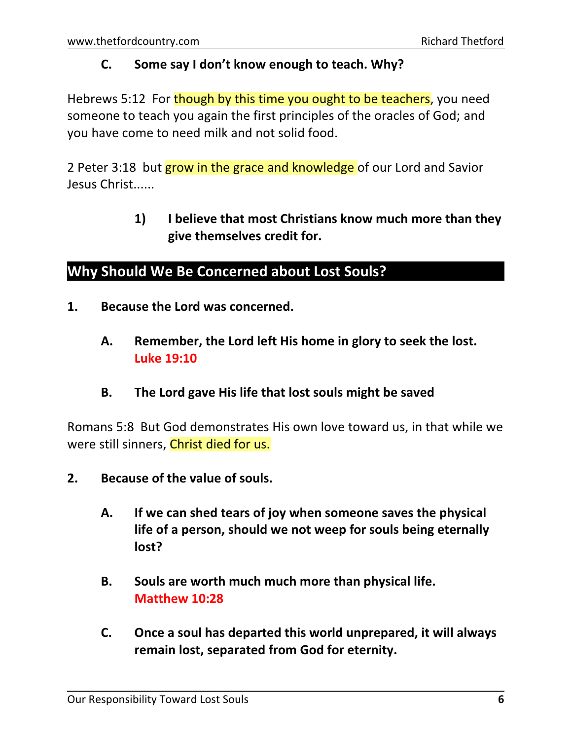**C. Some say I don't know enough to teach. Why?**

Hebrews 5:12 For though by this time you ought to be teachers, you need someone to teach you again the first principles of the oracles of God; and you have come to need milk and not solid food.

2 Peter 3:18 but grow in the grace and knowledge of our Lord and Savior Jesus Christ......

> **1) I believe that most Christians know much more than they give themselves credit for.**

## Why Should We Be Concerned about Lost Souls?

**1. Because the Lord was concerned.**

> **A. Remember, the Lord left His home in glory to seek the lost. Luke 19:10**
>
> **B. The Lord gave His life that lost souls might be saved**

Romans 5:8 But God demonstrates His own love toward us, in that while we were still sinners, Christ died for us.

**2. Because of the value of souls.**

> **A. If we can shed tears of joy when someone saves the physical life of a person, should we not weep for souls being eternally lost?**
>
> **B. Souls are worth much much more than physical life. Matthew 10:28**
>
> **C. Once a soul has departed this world unprepared, it will always remain lost, separated from God for eternity.**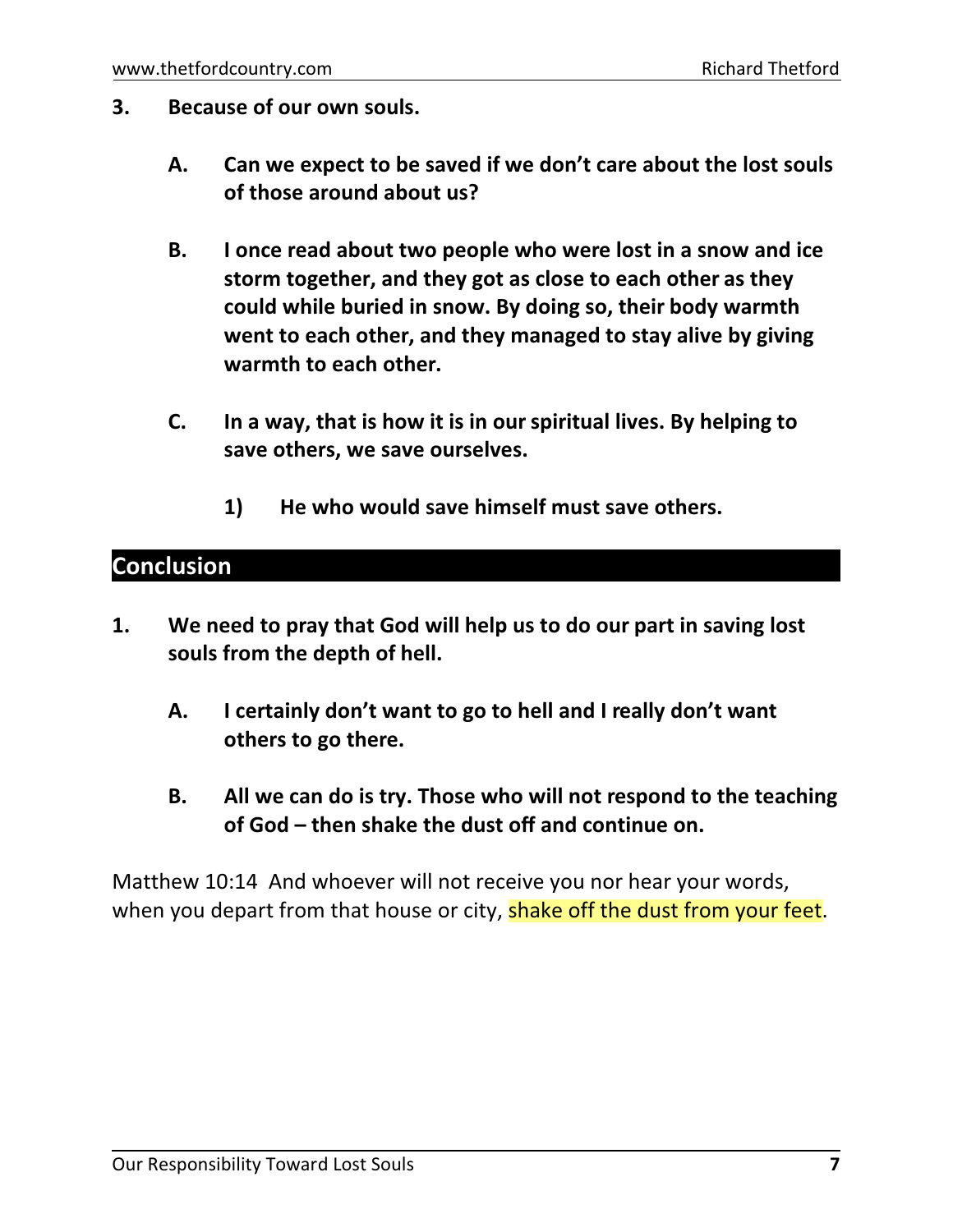**3. Because of our own souls.**

> **A. Can we expect to be saved if we don't care about the lost souls of those around about us?**
>
> **B. I once read about two people who were lost in a snow and ice storm together, and they got as close to each other as they could while buried in snow. By doing so, their body warmth went to each other, and they managed to stay alive by giving warmth to each other.**
>
> **C. In a way, that is how it is in our spiritual lives. By helping to save others, we save ourselves.**
>
> > **1) He who would save himself must save others.**

## Conclusion

**1. We need to pray that God will help us to do our part in saving lost souls from the depth of hell.**

> **A. I certainly don't want to go to hell and I really don't want others to go there.**
>
> **B. All we can do is try. Those who will not respond to the teaching of God – then shake the dust off and continue on.**

Matthew 10:14 And whoever will not receive you nor hear your words, when you depart from that house or city, shake off the dust from your feet.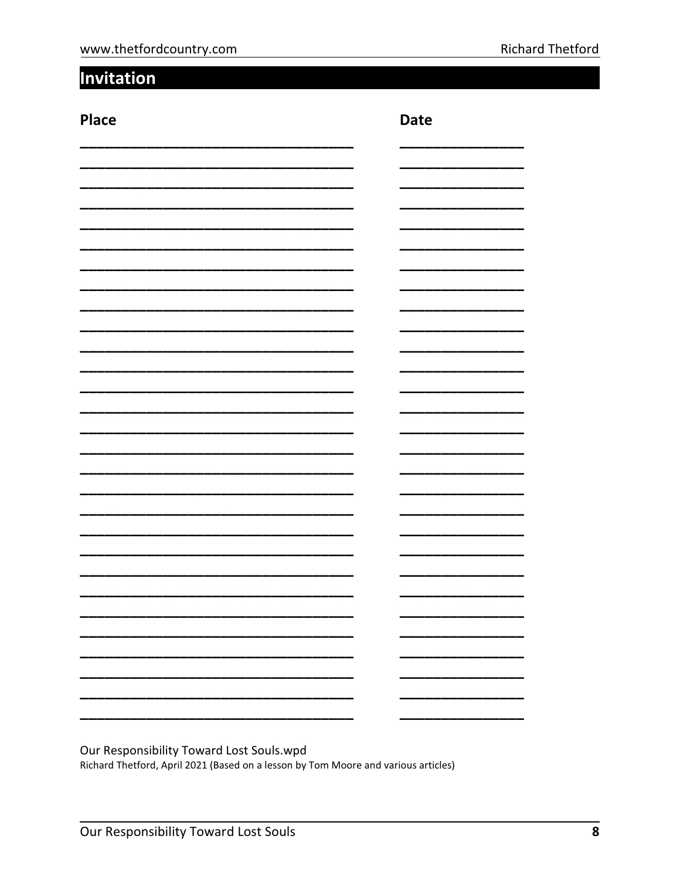## Invitation

| Place | Date |
|---|---|
| ________________________________ | ______________ |
| ________________________________ | ______________ |
| ________________________________ | ______________ |
| ________________________________ | ______________ |
| ________________________________ | ______________ |
| ________________________________ | ______________ |
| ________________________________ | ______________ |
| ________________________________ | ______________ |
| ________________________________ | ______________ |
| ________________________________ | ______________ |
| ________________________________ | ______________ |
| ________________________________ | ______________ |
| ________________________________ | ______________ |
| ________________________________ | ______________ |
| ________________________________ | ______________ |
| ________________________________ | ______________ |
| ________________________________ | ______________ |
| ________________________________ | ______________ |
| ________________________________ | ______________ |
| ________________________________ | ______________ |
| ________________________________ | ______________ |
| ________________________________ | ______________ |
| ________________________________ | ______________ |
| ________________________________ | ______________ |
| ________________________________ | ______________ |
| ________________________________ | ______________ |
| ________________________________ | ______________ |
| ________________________________ | ______________ |
| ________________________________ | ______________ |

Our Responsibility Toward Lost Souls.wpd
Richard Thetford, April 2021 (Based on a lesson by Tom Moore and various articles)